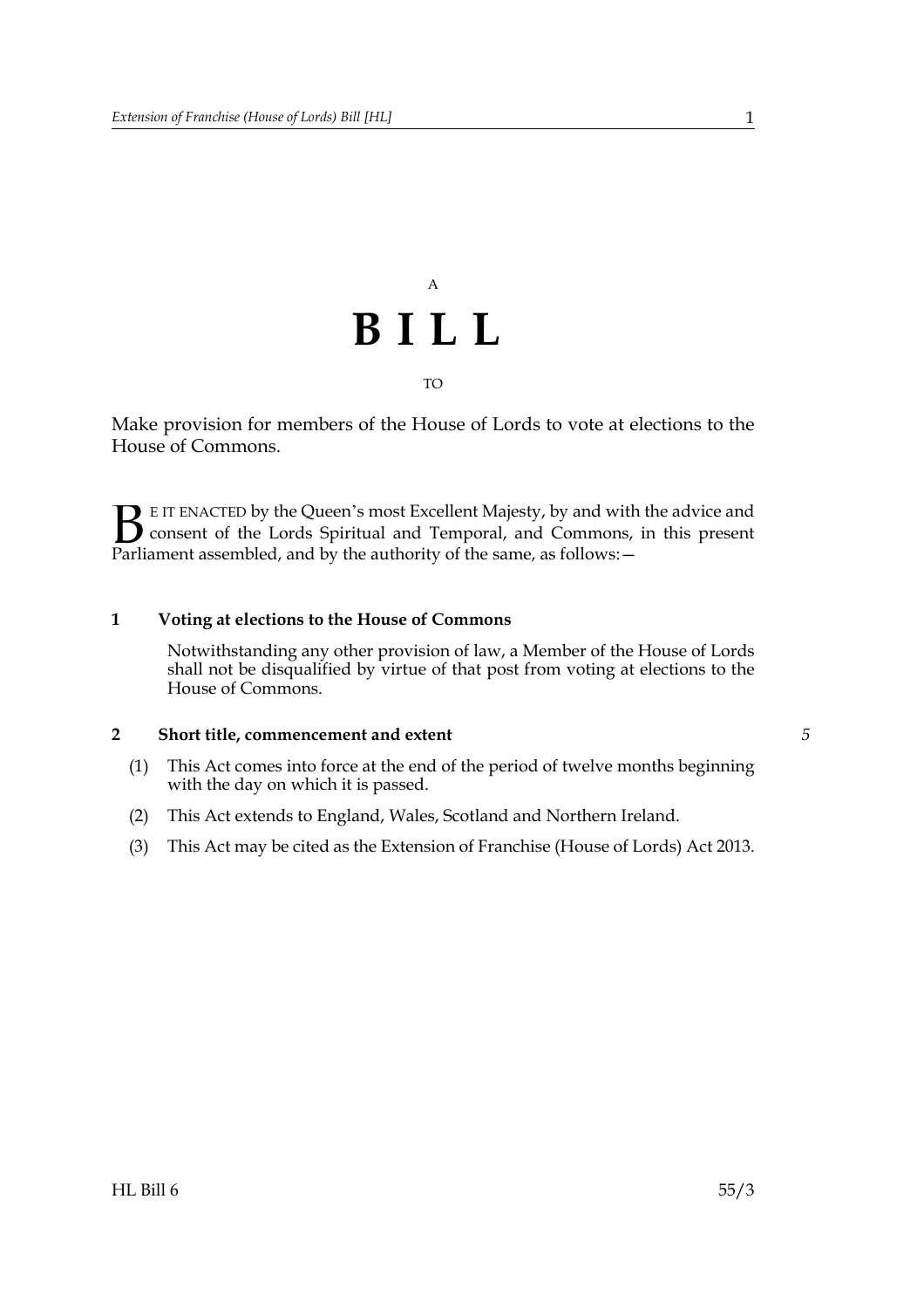A

# BILL

TO

Make provision for members of the House of Lords to vote at elections to the House of Commons.

BE IT ENACTED by the Queen's most Excellent Majesty, by and with the advice and consent of the Lords Spiritual and Temporal, and Commons, in this present Parliament assembled, and by the authority of the same, as follows:—

**1 Voting at elections to the House of Commons**

Notwithstanding any other provision of law, a Member of the House of Lords shall not be disqualified by virtue of that post from voting at elections to the House of Commons.

**2 Short title, commencement and extent**

(1) This Act comes into force at the end of the period of twelve months beginning with the day on which it is passed.

(2) This Act extends to England, Wales, Scotland and Northern Ireland.

(3) This Act may be cited as the Extension of Franchise (House of Lords) Act 2013.

HL Bill 6 55/3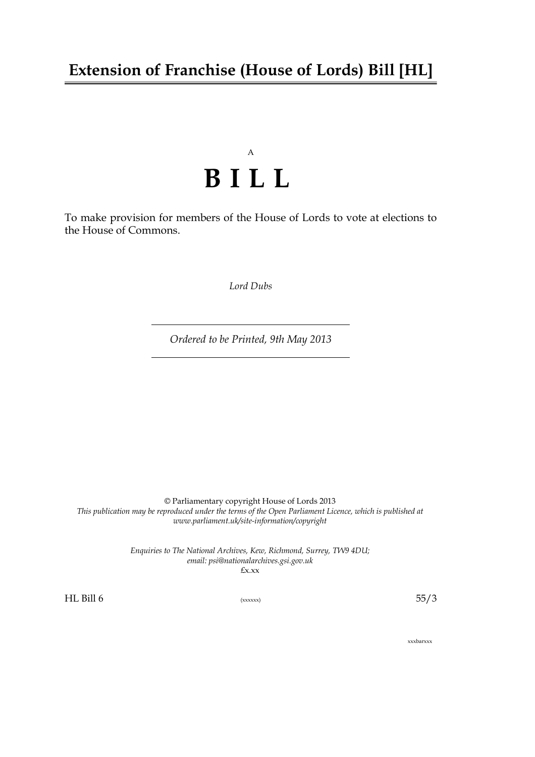# Extension of Franchise (House of Lords) Bill [HL]

A

# B I L L

To make provision for members of the House of Lords to vote at elections to the House of Commons.

*Lord Dubs*

---

*Ordered to be Printed, 9th May 2013*

---

© Parliamentary copyright House of Lords 2013
*This publication may be reproduced under the terms of the Open Parliament Licence, which is published at www.parliament.uk/site-information/copyright*

*Enquiries to The National Archives, Kew, Richmond, Surrey, TW9 4DU; email: psi@nationalarchives.gsi.gov.uk*
£x.xx

HL Bill 6 (xxxxxx) 55/3

xxxbarxxx